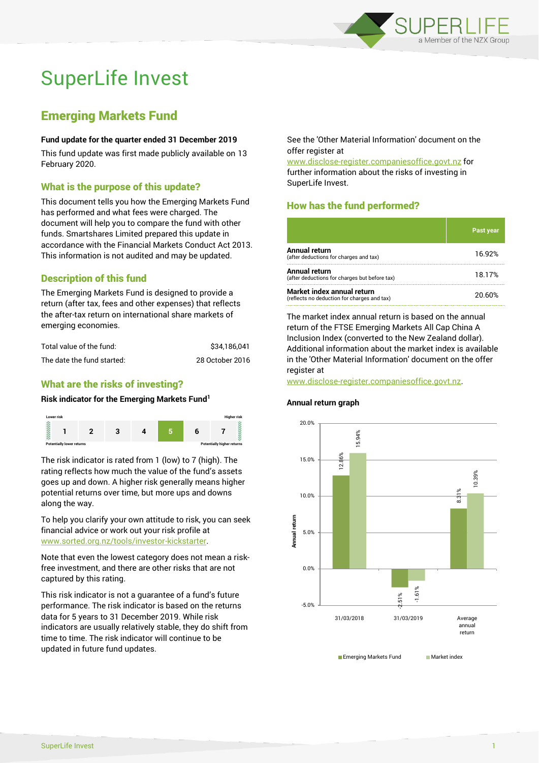# SuperLife Invest

## Emerging Markets Fund

**Fund update for the quarter ended 31 December 2019**

This fund update was first made publicly available on 13 February 2020.

### What is the purpose of this update?

This document tells you how the Emerging Markets Fund has performed and what fees were charged. The document will help you to compare the fund with other funds. Smartshares Limited prepared this update in accordance with the Financial Markets Conduct Act 2013. This information is not audited and may be updated.

### Description of this fund

The Emerging Markets Fund is designed to provide a return (after tax, fees and other expenses) that reflects the after-tax return on international share markets of emerging economies.

| | |
|---|---|
| Total value of the fund: | $34,186,041 |
| The date the fund started: | 28 October 2016 |

### What are the risks of investing?

**Risk indicator for the Emerging Markets Fund[1]**

| Lower risk | | | | | | Higher risk |
|---|---|---|---|---|---|---|
| 1 | 2 | 3 | 4 | **5** | 6 | 7 |
| Potentially lower returns | | | | | | Potentially higher returns |

The risk indicator is rated from 1 (low) to 7 (high). The rating reflects how much the value of the fund's assets goes up and down. A higher risk generally means higher potential returns over time, but more ups and downs along the way.

To help you clarify your own attitude to risk, you can seek financial advice or work out your risk profile at www.sorted.org.nz/tools/investor-kickstarter.

Note that even the lowest category does not mean a risk-free investment, and there are other risks that are not captured by this rating.

This risk indicator is not a guarantee of a fund's future performance. The risk indicator is based on the returns data for 5 years to 31 December 2019. While risk indicators are usually relatively stable, they do shift from time to time. The risk indicator will continue to be updated in future fund updates.

See the 'Other Material Information' document on the offer register at www.disclose-register.companiesoffice.govt.nz for further information about the risks of investing in SuperLife Invest.

### How has the fund performed?

| | Past year |
|---|---|
| **Annual return** (after deductions for charges and tax) | 16.92% |
| **Annual return** (after deductions for charges but before tax) | 18.17% |
| **Market index annual return** (reflects no deduction for charges and tax) | 20.60% |

The market index annual return is based on the annual return of the FTSE Emerging Markets All Cap China A Inclusion Index (converted to the New Zealand dollar). Additional information about the market index is available in the 'Other Material Information' document on the offer register at www.disclose-register.companiesoffice.govt.nz.

**Annual return graph**

| | Emerging Markets Fund | Market index |
|---|---|---|
| 31/03/2018 | 12.86% | 15.94% |
| 31/03/2019 | -2.51% | -1.61% |
| Average annual return | 8.31% | 10.39% |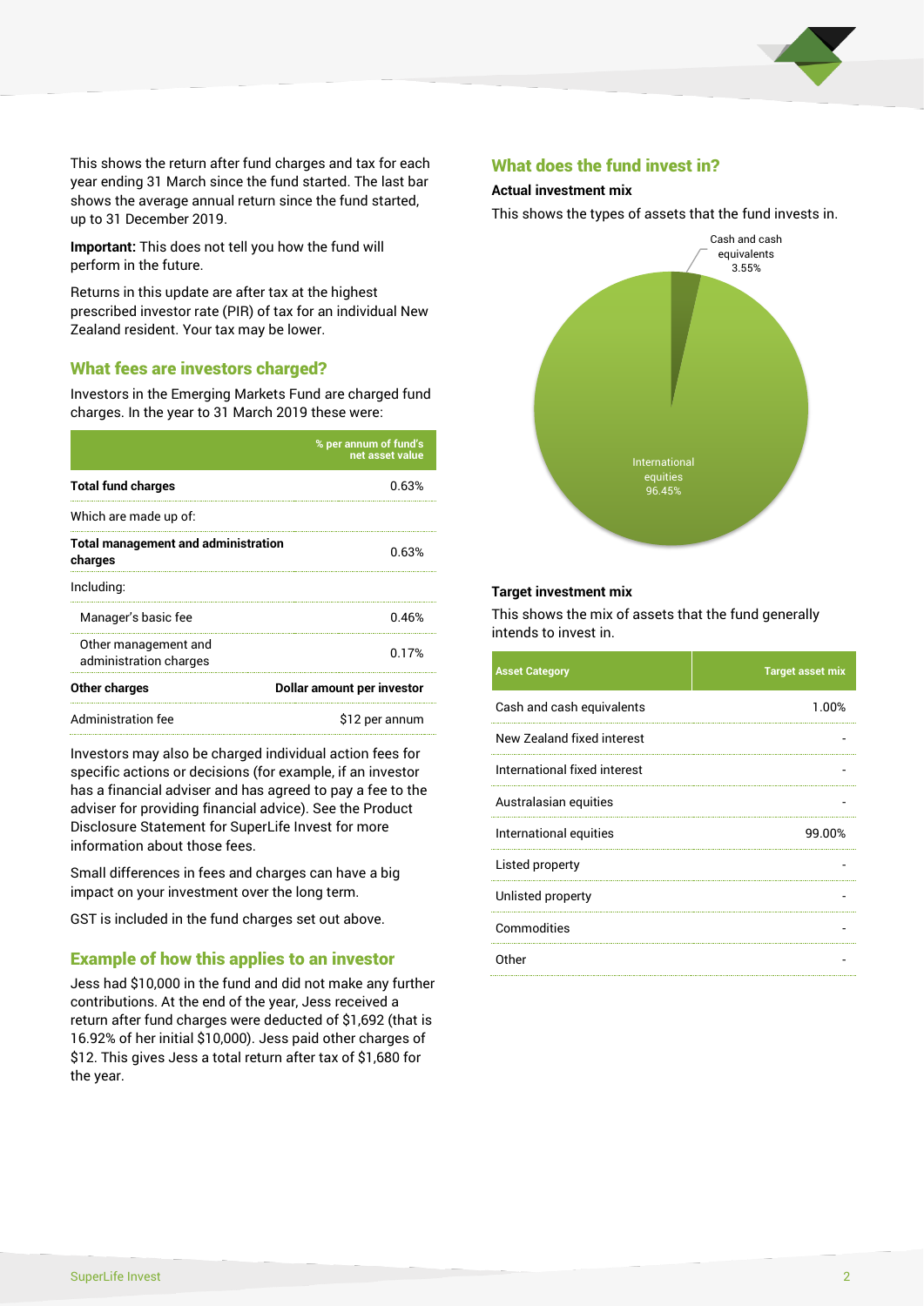This shows the return after fund charges and tax for each year ending 31 March since the fund started. The last bar shows the average annual return since the fund started, up to 31 December 2019.

**Important:** This does not tell you how the fund will perform in the future.

Returns in this update are after tax at the highest prescribed investor rate (PIR) of tax for an individual New Zealand resident. Your tax may be lower.

## What fees are investors charged?

Investors in the Emerging Markets Fund are charged fund charges. In the year to 31 March 2019 these were:

| | % per annum of fund's net asset value |
|---|---|
| **Total fund charges** | 0.63% |
| Which are made up of: | |
| **Total management and administration charges** | 0.63% |
| Including: | |
| Manager's basic fee | 0.46% |
| Other management and administration charges | 0.17% |
| **Other charges** | **Dollar amount per investor** |
| Administration fee | $12 per annum |

Investors may also be charged individual action fees for specific actions or decisions (for example, if an investor has a financial adviser and has agreed to pay a fee to the adviser for providing financial advice). See the Product Disclosure Statement for SuperLife Invest for more information about those fees.

Small differences in fees and charges can have a big impact on your investment over the long term.

GST is included in the fund charges set out above.

## Example of how this applies to an investor

Jess had $10,000 in the fund and did not make any further contributions. At the end of the year, Jess received a return after fund charges were deducted of $1,692 (that is 16.92% of her initial $10,000). Jess paid other charges of $12. This gives Jess a total return after tax of $1,680 for the year.

## What does the fund invest in?

### Actual investment mix

This shows the types of assets that the fund invests in.

Cash and cash equivalents 3.55%

International equities 96.45%

### Target investment mix

This shows the mix of assets that the fund generally intends to invest in.

| Asset Category | Target asset mix |
|---|---|
| Cash and cash equivalents | 1.00% |
| New Zealand fixed interest | - |
| International fixed interest | - |
| Australasian equities | - |
| International equities | 99.00% |
| Listed property | - |
| Unlisted property | - |
| Commodities | - |
| Other | - |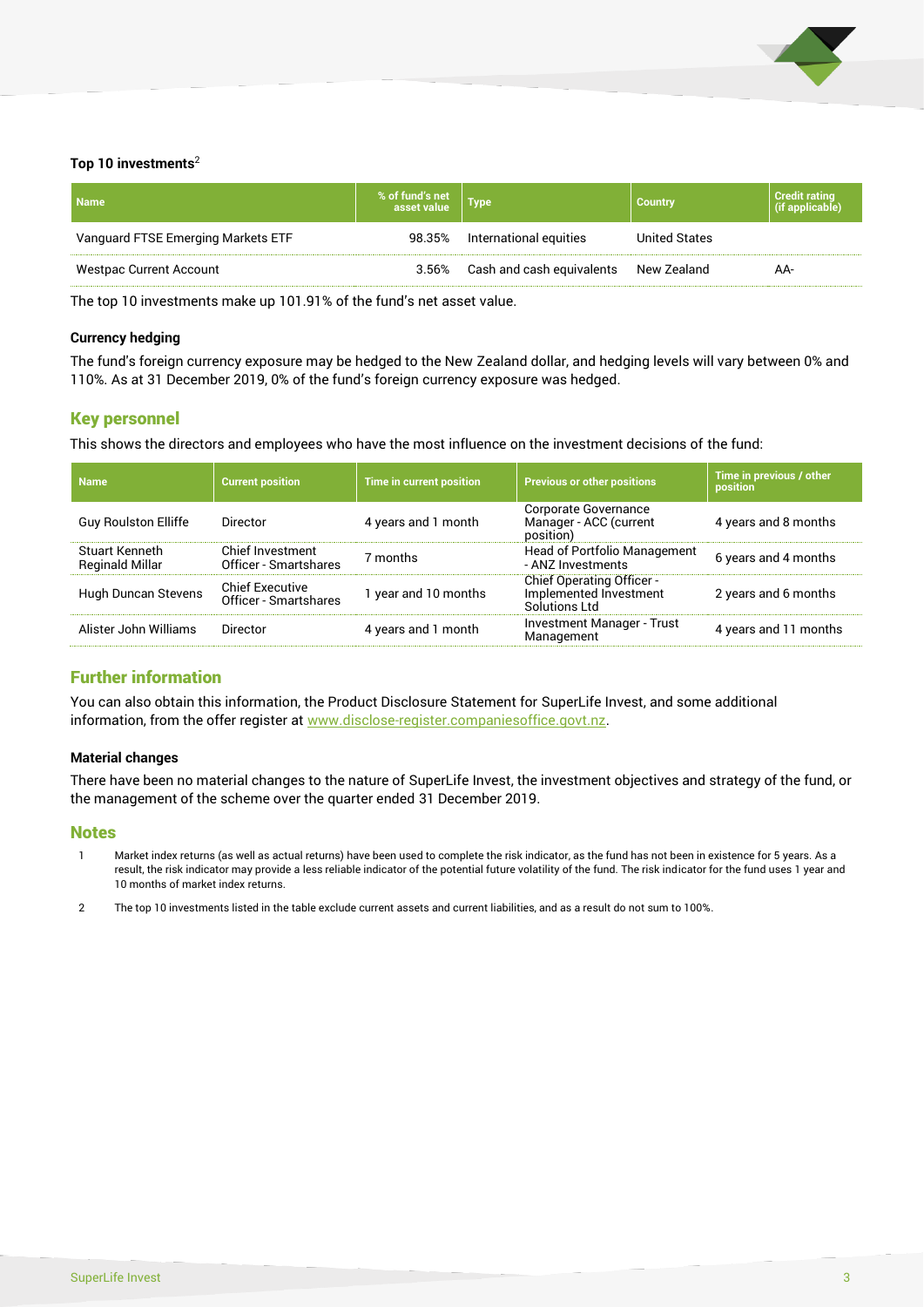#### Top 10 investments[2]

| Name | % of fund's net asset value | Type | Country | Credit rating (if applicable) |
|---|---|---|---|---|
| Vanguard FTSE Emerging Markets ETF | 98.35% | International equities | United States | |
| Westpac Current Account | 3.56% | Cash and cash equivalents | New Zealand | AA- |

The top 10 investments make up 101.91% of the fund's net asset value.

#### Currency hedging

The fund's foreign currency exposure may be hedged to the New Zealand dollar, and hedging levels will vary between 0% and 110%. As at 31 December 2019, 0% of the fund's foreign currency exposure was hedged.

## Key personnel

This shows the directors and employees who have the most influence on the investment decisions of the fund:

| Name | Current position | Time in current position | Previous or other positions | Time in previous / other position |
|---|---|---|---|---|
| Guy Roulston Elliffe | Director | 4 years and 1 month | Corporate Governance Manager - ACC (current position) | 4 years and 8 months |
| Stuart Kenneth Reginald Millar | Chief Investment Officer - Smartshares | 7 months | Head of Portfolio Management - ANZ Investments | 6 years and 4 months |
| Hugh Duncan Stevens | Chief Executive Officer - Smartshares | 1 year and 10 months | Chief Operating Officer - Implemented Investment Solutions Ltd | 2 years and 6 months |
| Alister John Williams | Director | 4 years and 1 month | Investment Manager - Trust Management | 4 years and 11 months |

## Further information

You can also obtain this information, the Product Disclosure Statement for SuperLife Invest, and some additional information, from the offer register at www.disclose-register.companiesoffice.govt.nz.

#### Material changes

There have been no material changes to the nature of SuperLife Invest, the investment objectives and strategy of the fund, or the management of the scheme over the quarter ended 31 December 2019.

## Notes

1. Market index returns (as well as actual returns) have been used to complete the risk indicator, as the fund has not been in existence for 5 years. As a result, the risk indicator may provide a less reliable indicator of the potential future volatility of the fund. The risk indicator for the fund uses 1 year and 10 months of market index returns.
2. The top 10 investments listed in the table exclude current assets and current liabilities, and as a result do not sum to 100%.